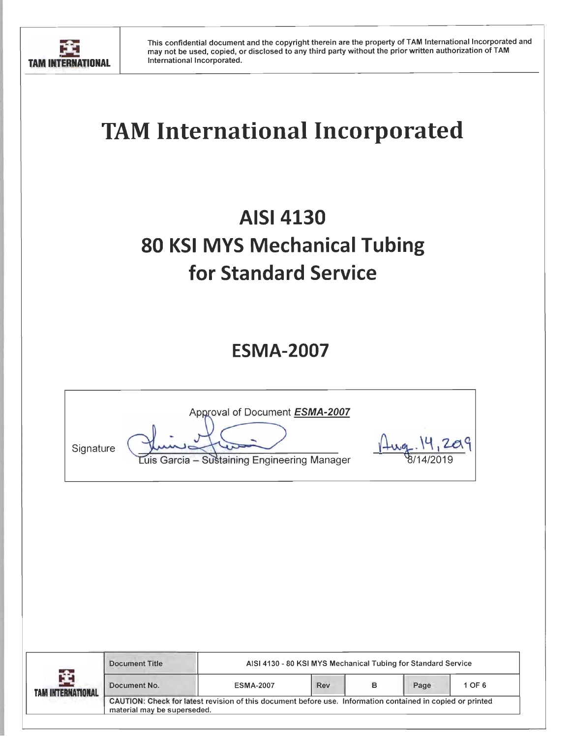This confidential document and the copyright therein are the property of TAM International Incorporated and may not be used, copied, or disclosed to any third party without the prior written authorization of TAM International Incorporated.

# TAM International Incorporated

# AISI 4130
# 80 KSI MYS Mechanical Tubing
# for Standard Service

## ESMA-2007

| Approval of Document ***ESMA-2007*** | | |
|---|---|---|
| Signature | Luis Garcia – Sustaining Engineering Manager | Aug. 14, 2019<br>8/14/2019 |

| Document Title | AISI 4130 - 80 KSI MYS Mechanical Tubing for Standard Service | | | | |
|---|---|---|---|---|---|
| Document No. | ESMA-2007 | Rev | B | Page | 1 OF 6 |

CAUTION: Check for latest revision of this document before use. Information contained in copied or printed material may be superseded.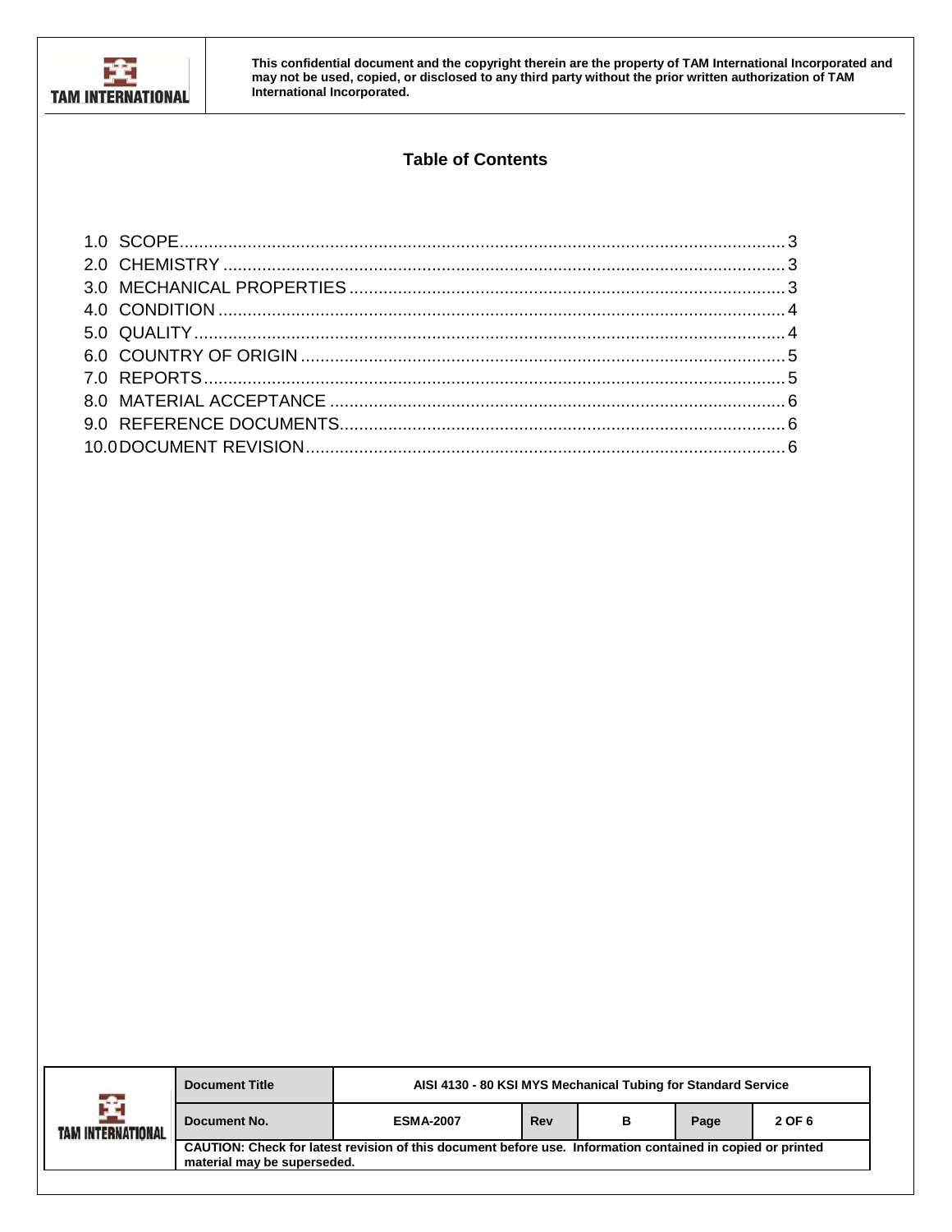## Table of Contents

1.0 SCOPE ........................................................................................................................ 3
2.0 CHEMISTRY ................................................................................................................ 3
3.0 MECHANICAL PROPERTIES ..................................................................................... 3
4.0 CONDITION ................................................................................................................. 4
5.0 QUALITY ...................................................................................................................... 4
6.0 COUNTRY OF ORIGIN ................................................................................................ 5
7.0 REPORTS .................................................................................................................... 5
8.0 MATERIAL ACCEPTANCE .......................................................................................... 6
9.0 REFERENCE DOCUMENTS ........................................................................................ 6
10.0 DOCUMENT REVISION .............................................................................................. 6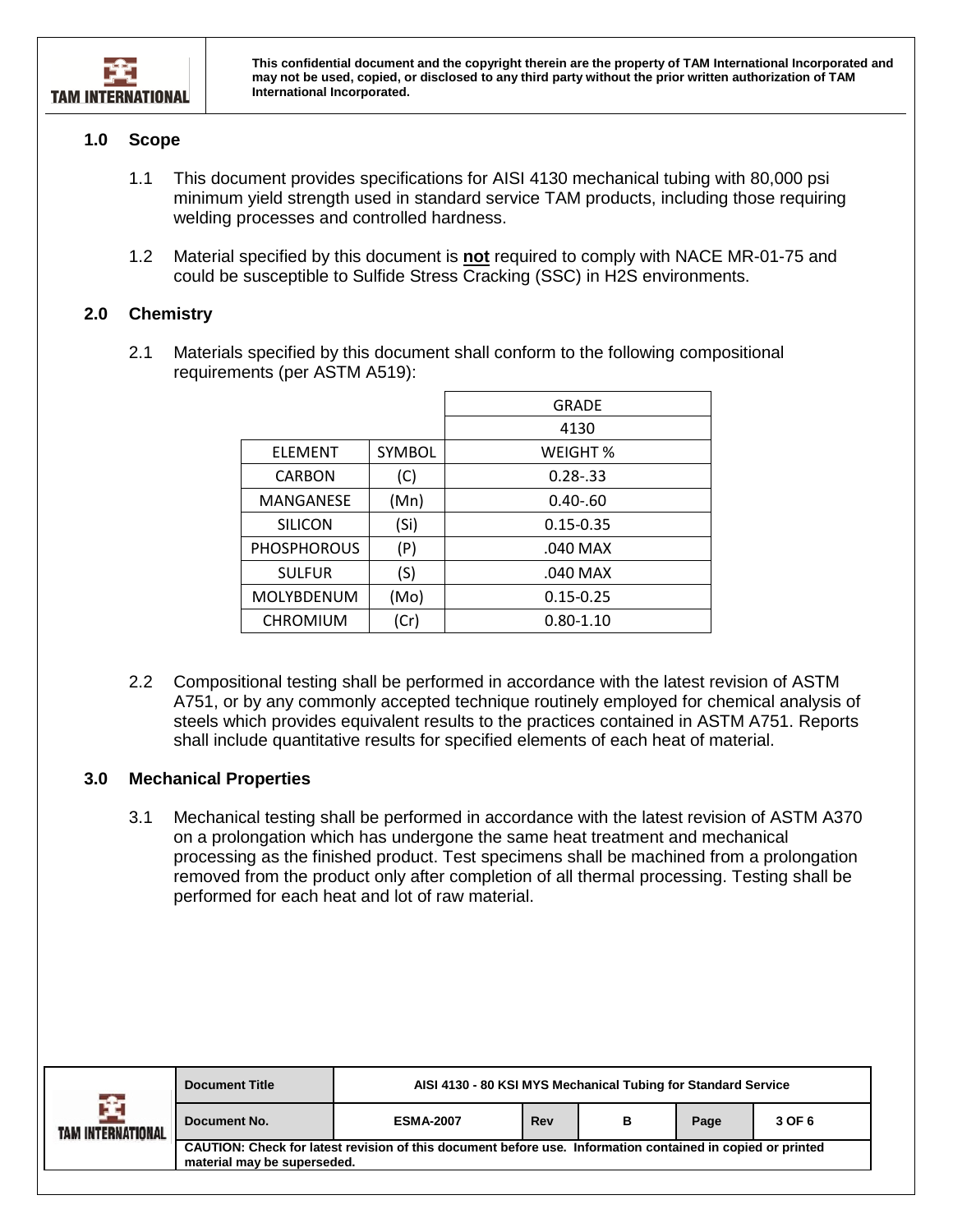## 1.0 Scope

1.1 This document provides specifications for AISI 4130 mechanical tubing with 80,000 psi minimum yield strength used in standard service TAM products, including those requiring welding processes and controlled hardness.

1.2 Material specified by this document is **not** required to comply with NACE MR-01-75 and could be susceptible to Sulfide Stress Cracking (SSC) in H2S environments.

## 2.0 Chemistry

2.1 Materials specified by this document shall conform to the following compositional requirements (per ASTM A519):

| | | GRADE |
|---|---|---|
| | | 4130 |
| ELEMENT | SYMBOL | WEIGHT % |
| CARBON | (C) | 0.28-.33 |
| MANGANESE | (Mn) | 0.40-.60 |
| SILICON | (Si) | 0.15-0.35 |
| PHOSPHOROUS | (P) | .040 MAX |
| SULFUR | (S) | .040 MAX |
| MOLYBDENUM | (Mo) | 0.15-0.25 |
| CHROMIUM | (Cr) | 0.80-1.10 |

2.2 Compositional testing shall be performed in accordance with the latest revision of ASTM A751, or by any commonly accepted technique routinely employed for chemical analysis of steels which provides equivalent results to the practices contained in ASTM A751. Reports shall include quantitative results for specified elements of each heat of material.

## 3.0 Mechanical Properties

3.1 Mechanical testing shall be performed in accordance with the latest revision of ASTM A370 on a prolongation which has undergone the same heat treatment and mechanical processing as the finished product. Test specimens shall be machined from a prolongation removed from the product only after completion of all thermal processing. Testing shall be performed for each heat and lot of raw material.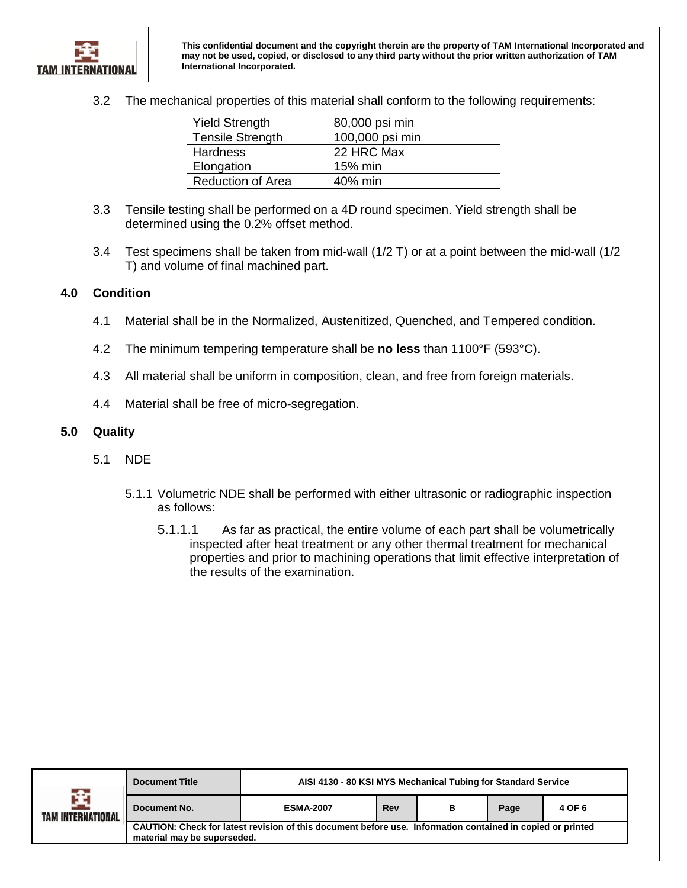3.2 The mechanical properties of this material shall conform to the following requirements:

| Yield Strength | 80,000 psi min |
|---|---|
| Tensile Strength | 100,000 psi min |
| Hardness | 22 HRC Max |
| Elongation | 15% min |
| Reduction of Area | 40% min |

3.3 Tensile testing shall be performed on a 4D round specimen. Yield strength shall be determined using the 0.2% offset method.

3.4 Test specimens shall be taken from mid-wall (1/2 T) or at a point between the mid-wall (1/2 T) and volume of final machined part.

## 4.0 Condition

4.1 Material shall be in the Normalized, Austenitized, Quenched, and Tempered condition.

4.2 The minimum tempering temperature shall be **no less** than 1100°F (593°C).

4.3 All material shall be uniform in composition, clean, and free from foreign materials.

4.4 Material shall be free of micro-segregation.

## 5.0 Quality

5.1 NDE

5.1.1 Volumetric NDE shall be performed with either ultrasonic or radiographic inspection as follows:

5.1.1.1 As far as practical, the entire volume of each part shall be volumetrically inspected after heat treatment or any other thermal treatment for mechanical properties and prior to machining operations that limit effective interpretation of the results of the examination.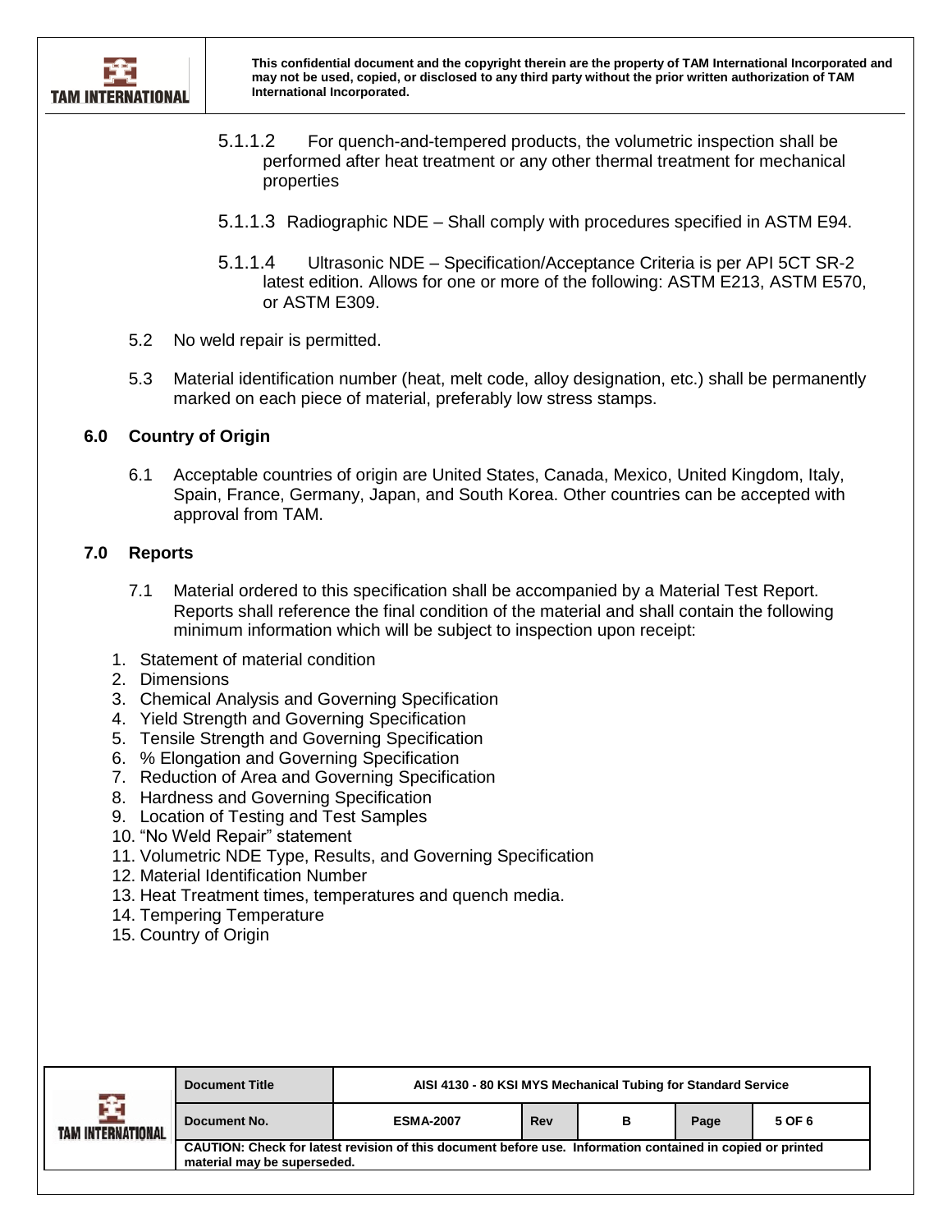5.1.1.2 For quench-and-tempered products, the volumetric inspection shall be performed after heat treatment or any other thermal treatment for mechanical properties

5.1.1.3 Radiographic NDE – Shall comply with procedures specified in ASTM E94.

5.1.1.4 Ultrasonic NDE – Specification/Acceptance Criteria is per API 5CT SR-2 latest edition. Allows for one or more of the following: ASTM E213, ASTM E570, or ASTM E309.

5.2 No weld repair is permitted.

5.3 Material identification number (heat, melt code, alloy designation, etc.) shall be permanently marked on each piece of material, preferably low stress stamps.

## 6.0 Country of Origin

6.1 Acceptable countries of origin are United States, Canada, Mexico, United Kingdom, Italy, Spain, France, Germany, Japan, and South Korea. Other countries can be accepted with approval from TAM.

## 7.0 Reports

7.1 Material ordered to this specification shall be accompanied by a Material Test Report. Reports shall reference the final condition of the material and shall contain the following minimum information which will be subject to inspection upon receipt:

1. Statement of material condition
2. Dimensions
3. Chemical Analysis and Governing Specification
4. Yield Strength and Governing Specification
5. Tensile Strength and Governing Specification
6. % Elongation and Governing Specification
7. Reduction of Area and Governing Specification
8. Hardness and Governing Specification
9. Location of Testing and Test Samples
10. "No Weld Repair" statement
11. Volumetric NDE Type, Results, and Governing Specification
12. Material Identification Number
13. Heat Treatment times, temperatures and quench media.
14. Tempering Temperature
15. Country of Origin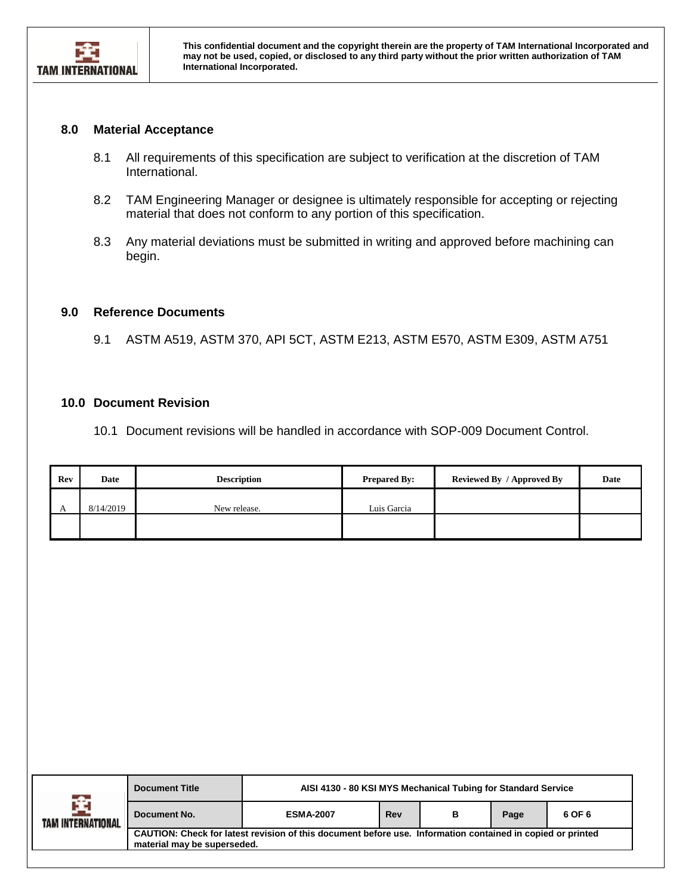## 8.0 Material Acceptance

8.1 All requirements of this specification are subject to verification at the discretion of TAM International.

8.2 TAM Engineering Manager or designee is ultimately responsible for accepting or rejecting material that does not conform to any portion of this specification.

8.3 Any material deviations must be submitted in writing and approved before machining can begin.

## 9.0 Reference Documents

9.1 ASTM A519, ASTM 370, API 5CT, ASTM E213, ASTM E570, ASTM E309, ASTM A751

## 10.0 Document Revision

10.1 Document revisions will be handled in accordance with SOP-009 Document Control.

| Rev | Date | Description | Prepared By: | Reviewed By / Approved By | Date |
|---|---|---|---|---|---|
| A | 8/14/2019 | New release. | Luis Garcia | | |
| | | | | | |